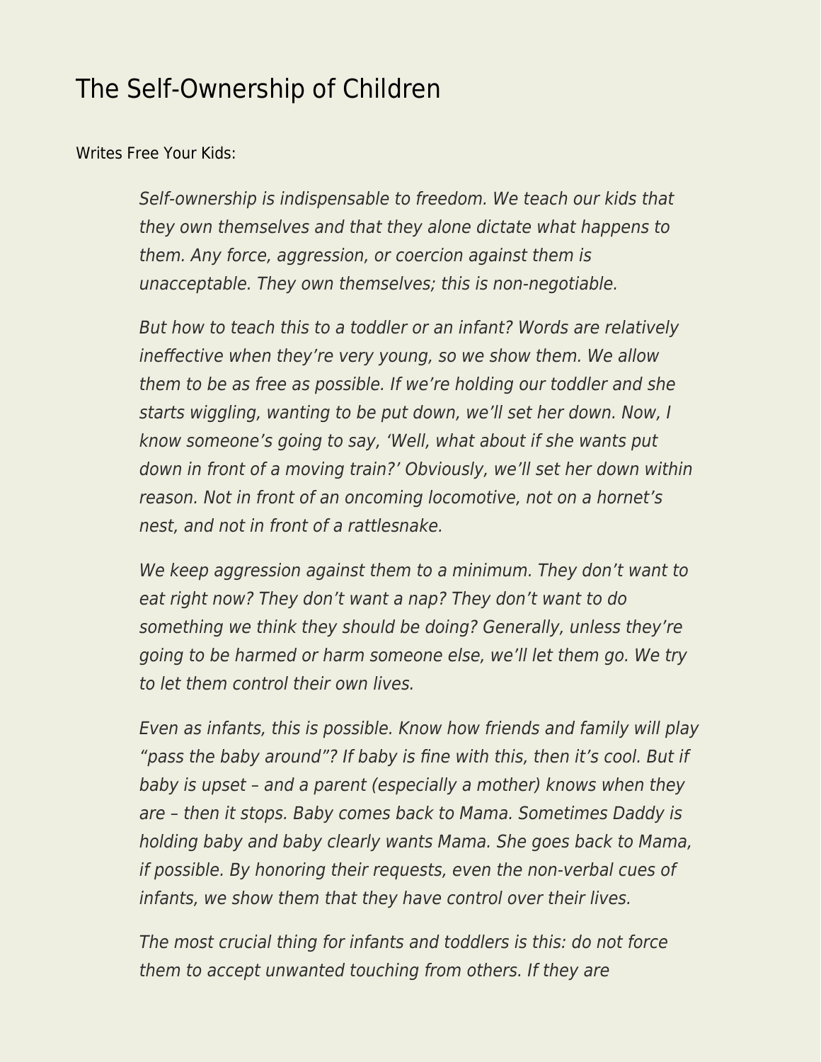# The Self-Ownership of Children

Writes Free Your Kids:

> *Self-ownership is indispensable to freedom. We teach our kids that they own themselves and that they alone dictate what happens to them. Any force, aggression, or coercion against them is unacceptable. They own themselves; this is non-negotiable.*
>
> *But how to teach this to a toddler or an infant? Words are relatively ineffective when they're very young, so we show them. We allow them to be as free as possible. If we're holding our toddler and she starts wiggling, wanting to be put down, we'll set her down. Now, I know someone's going to say, 'Well, what about if she wants put down in front of a moving train?' Obviously, we'll set her down within reason. Not in front of an oncoming locomotive, not on a hornet's nest, and not in front of a rattlesnake.*
>
> *We keep aggression against them to a minimum. They don't want to eat right now? They don't want a nap? They don't want to do something we think they should be doing? Generally, unless they're going to be harmed or harm someone else, we'll let them go. We try to let them control their own lives.*
>
> *Even as infants, this is possible. Know how friends and family will play "pass the baby around"? If baby is fine with this, then it's cool. But if baby is upset – and a parent (especially a mother) knows when they are – then it stops. Baby comes back to Mama. Sometimes Daddy is holding baby and baby clearly wants Mama. She goes back to Mama, if possible. By honoring their requests, even the non-verbal cues of infants, we show them that they have control over their lives.*
>
> *The most crucial thing for infants and toddlers is this: do not force them to accept unwanted touching from others. If they are*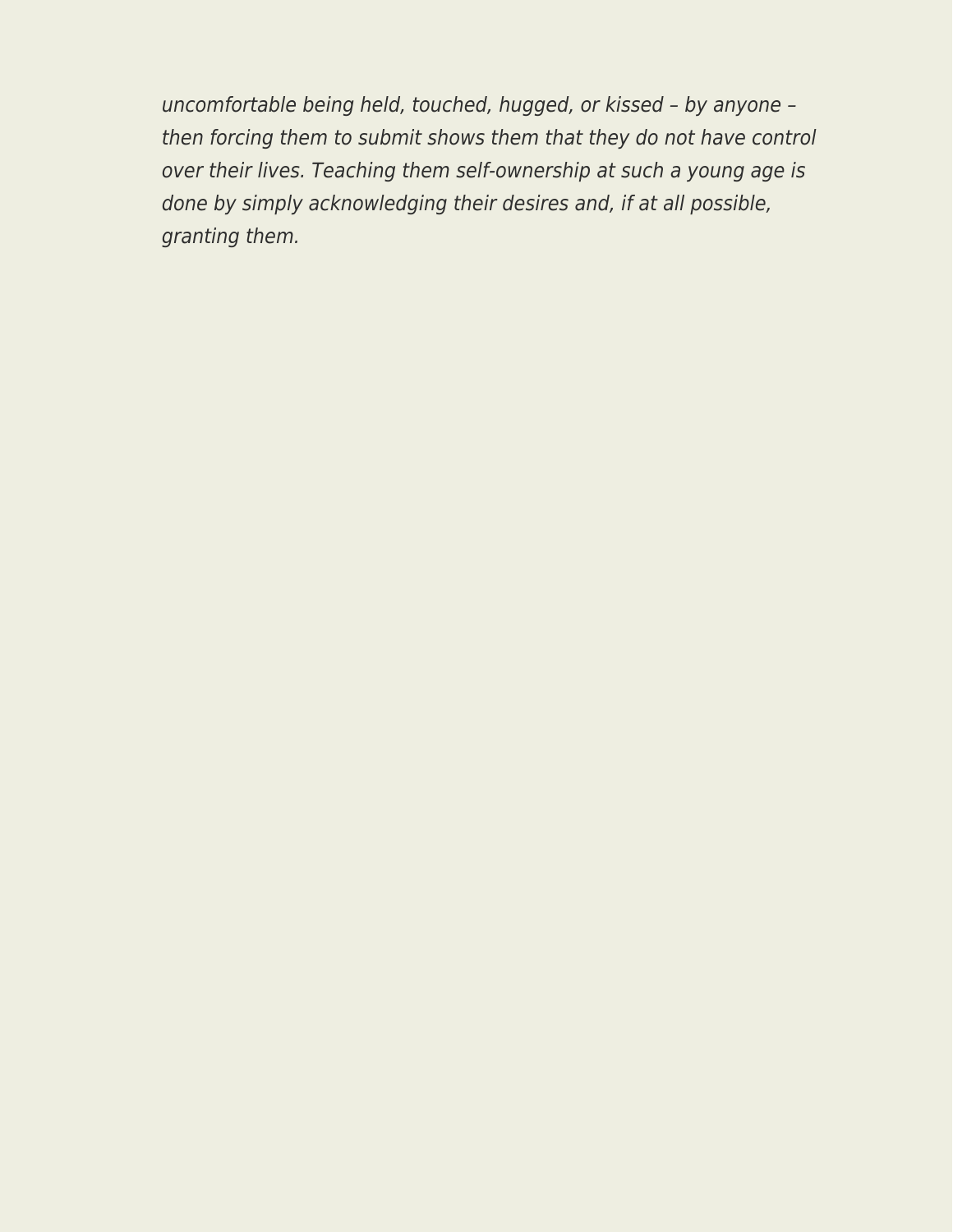*uncomfortable being held, touched, hugged, or kissed – by anyone – then forcing them to submit shows them that they do not have control over their lives. Teaching them self-ownership at such a young age is done by simply acknowledging their desires and, if at all possible, granting them.*